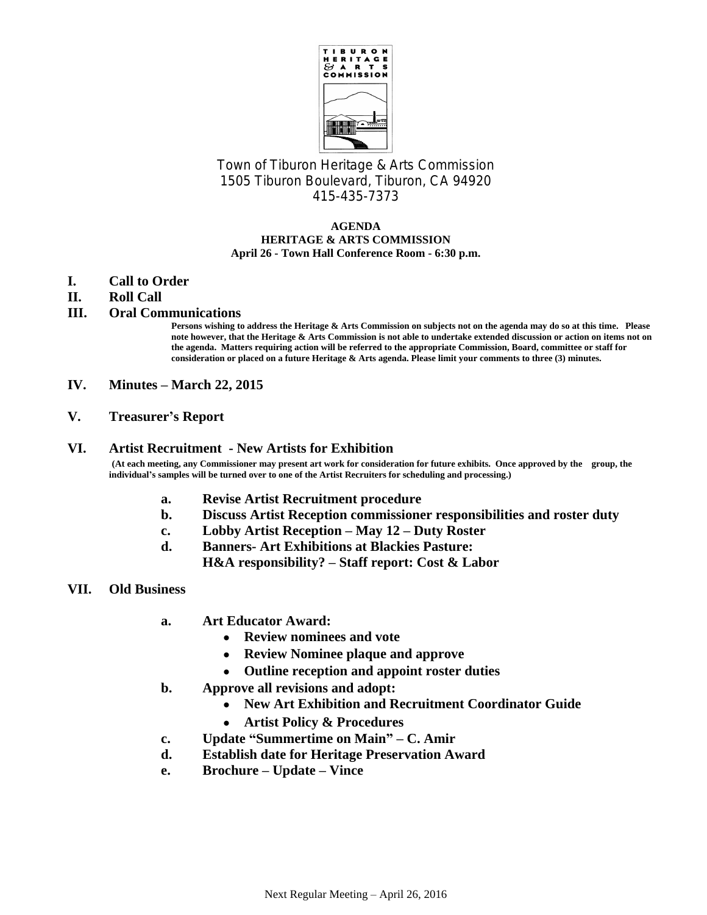TIBURON HERITAGE & ARTS COMMISSION

Town of Tiburon Heritage & Arts Commission
1505 Tiburon Boulevard, Tiburon, CA 94920
415-435-7373

**AGENDA**
**HERITAGE & ARTS COMMISSION**
**April 26 - Town Hall Conference Room - 6:30 p.m.**

**I. Call to Order**

**II. Roll Call**

**III. Oral Communications**

**Persons wishing to address the Heritage & Arts Commission on subjects not on the agenda may do so at this time. Please note however, that the Heritage & Arts Commission is not able to undertake extended discussion or action on items not on the agenda. Matters requiring action will be referred to the appropriate Commission, Board, committee or staff for consideration or placed on a future Heritage & Arts agenda. Please limit your comments to three (3) minutes.**

**IV. Minutes – March 22, 2015**

**V. Treasurer's Report**

**VI. Artist Recruitment - New Artists for Exhibition**

**(At each meeting, any Commissioner may present art work for consideration for future exhibits. Once approved by the group, the individual's samples will be turned over to one of the Artist Recruiters for scheduling and processing.)**

- **a. Revise Artist Recruitment procedure**
- **b. Discuss Artist Reception commissioner responsibilities and roster duty**
- **c. Lobby Artist Reception – May 12 – Duty Roster**
- **d. Banners- Art Exhibitions at Blackies Pasture:**
  **H&A responsibility? – Staff report: Cost & Labor**

**VII. Old Business**

- **a. Art Educator Award:**
  - **Review nominees and vote**
  - **Review Nominee plaque and approve**
  - **Outline reception and appoint roster duties**
- **b. Approve all revisions and adopt:**
  - **New Art Exhibition and Recruitment Coordinator Guide**
  - **Artist Policy & Procedures**
- **c. Update "Summertime on Main" – C. Amir**
- **d. Establish date for Heritage Preservation Award**
- **e. Brochure – Update – Vince**

Next Regular Meeting – April 26, 2016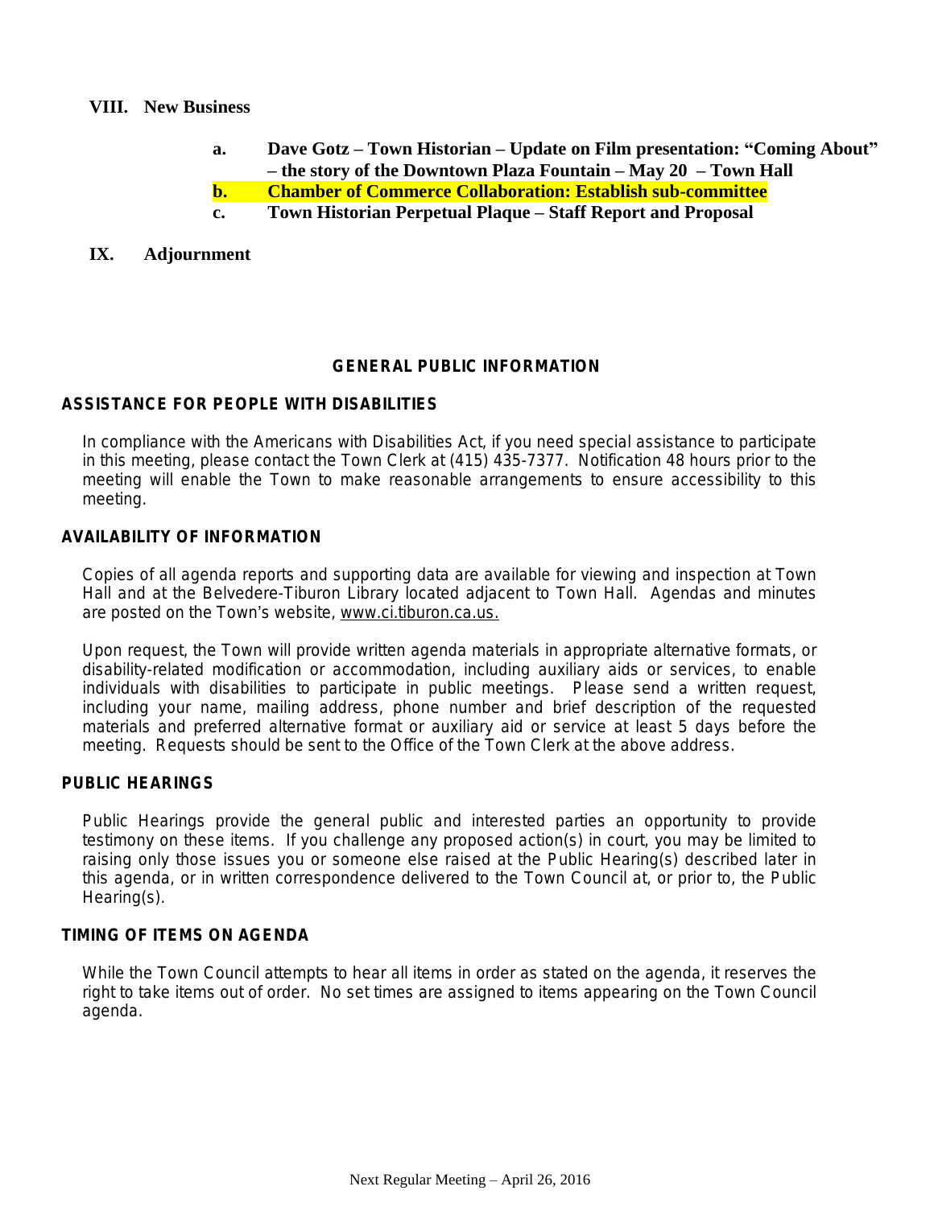## VIII. New Business

- **a. Dave Gotz – Town Historian – Update on Film presentation: "Coming About" – the story of the Downtown Plaza Fountain – May 20 – Town Hall**
- **b. Chamber of Commerce Collaboration: Establish sub-committee**
- **c. Town Historian Perpetual Plaque – Staff Report and Proposal**

## IX. Adjournment

### GENERAL PUBLIC INFORMATION

**ASSISTANCE FOR PEOPLE WITH DISABILITIES**

In compliance with the Americans with Disabilities Act, if you need special assistance to participate in this meeting, please contact the Town Clerk at (415) 435-7377. Notification 48 hours prior to the meeting will enable the Town to make reasonable arrangements to ensure accessibility to this meeting.

**AVAILABILITY OF INFORMATION**

Copies of all agenda reports and supporting data are available for viewing and inspection at Town Hall and at the Belvedere-Tiburon Library located adjacent to Town Hall. Agendas and minutes are posted on the Town's website, www.ci.tiburon.ca.us.

Upon request, the Town will provide written agenda materials in appropriate alternative formats, or disability-related modification or accommodation, including auxiliary aids or services, to enable individuals with disabilities to participate in public meetings. Please send a written request, including your name, mailing address, phone number and brief description of the requested materials and preferred alternative format or auxiliary aid or service at least 5 days before the meeting. Requests should be sent to the Office of the Town Clerk at the above address.

**PUBLIC HEARINGS**

Public Hearings provide the general public and interested parties an opportunity to provide testimony on these items. If you challenge any proposed action(s) in court, you may be limited to raising only those issues you or someone else raised at the Public Hearing(s) described later in this agenda, or in written correspondence delivered to the Town Council at, or prior to, the Public Hearing(s).

**TIMING OF ITEMS ON AGENDA**

While the Town Council attempts to hear all items in order as stated on the agenda, it reserves the right to take items out of order. No set times are assigned to items appearing on the Town Council agenda.

Next Regular Meeting – April 26, 2016